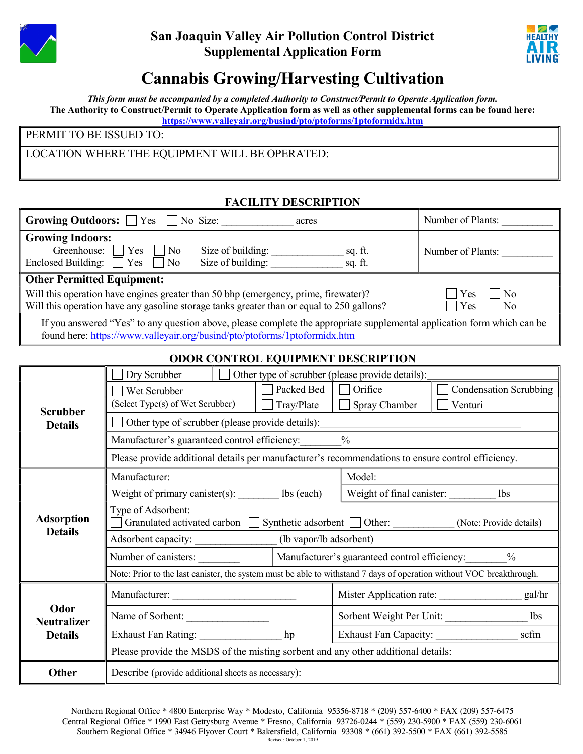# San Joaquin Valley Air Pollution Control District
## Supplemental Application Form

# Cannabis Growing/Harvesting Cultivation

*This form must be accompanied by a completed Authority to Construct/Permit to Operate Application form.*

**The Authority to Construct/Permit to Operate Application form as well as other supplemental forms can be found here:**
**https://www.valleyair.org/busind/pto/ptoforms/1ptoformidx.htm**

| PERMIT TO BE ISSUED TO: |
|---|
| LOCATION WHERE THE EQUIPMENT WILL BE OPERATED: |

## FACILITY DESCRIPTION

| | |
|---|---|
| **Growing Outdoors:** ☐ Yes ☐ No Size: _____________ acres | Number of Plants: __________ |
| **Growing Indoors:**<br>Greenhouse: ☐ Yes ☐ No Size of building: ______________ sq. ft.<br>Enclosed Building: ☐ Yes ☐ No Size of building: ______________ sq. ft. | Number of Plants: __________ |

**Other Permitted Equipment:**

| | |
|---|---|
| Will this operation have engines greater than 50 bhp (emergency, prime, firewater)? | ☐ Yes ☐ No |
| Will this operation have any gasoline storage tanks greater than or equal to 250 gallons? | ☐ Yes ☐ No |

If you answered "Yes" to any question above, please complete the appropriate supplemental application form which can be found here: https://www.valleyair.org/busind/pto/ptoforms/1ptoformidx.htm

## ODOR CONTROL EQUIPMENT DESCRIPTION

| | | | | |
|---|---|---|---|---|
| **Scrubber Details** | ☐ Dry Scrubber ☐ Other type of scrubber (please provide details):_______ | | | |
| | ☐ Wet Scrubber<br>(Select Type(s) of Wet Scrubber) | ☐ Packed Bed<br>☐ Tray/Plate | ☐ Orifice<br>☐ Spray Chamber | ☐ Condensation Scrubbing<br>☐ Venturi |
| | ☐ Other type of scrubber (please provide details):_______________________________ | | | |
| | Manufacturer's guaranteed control efficiency:________% | | | |
| | Please provide additional details per manufacturer's recommendations to ensure control efficiency. | | | |
| **Adsorption Details** | Manufacturer: | | Model: | |
| | Weight of primary canister(s): ________ lbs (each) | | Weight of final canister: _________ lbs | |
| | Type of Adsorbent:<br>☐ Granulated activated carbon ☐ Synthetic adsorbent ☐ Other: ____________ (Note: Provide details) | | | |
| | Adsorbent capacity: ________________ (lb vapor/lb adsorbent) | | | |
| | Number of canisters: ________ | | Manufacturer's guaranteed control efficiency:________% | |
| | Note: Prior to the last canister, the system must be able to withstand 7 days of operation without VOC breakthrough. | | | |
| **Odor Neutralizer Details** | Manufacturer: ________________________ | | Mister Application rate: ________________ gal/hr | |
| | Name of Sorbent: ________________ | | Sorbent Weight Per Unit: ________________ lbs | |
| | Exhaust Fan Rating: ________________ hp | | Exhaust Fan Capacity: ________________ scfm | |
| | Please provide the MSDS of the misting sorbent and any other additional details: | | | |
| **Other** | Describe (provide additional sheets as necessary): | | | |

Northern Regional Office * 4800 Enterprise Way * Modesto, California 95356-8718 * (209) 557-6400 * FAX (209) 557-6475
Central Regional Office * 1990 East Gettysburg Avenue * Fresno, California 93726-0244 * (559) 230-5900 * FAX (559) 230-6061
Southern Regional Office * 34946 Flyover Court * Bakersfield, California 93308 * (661) 392-5500 * FAX (661) 392-5585

Revised: October 1, 2019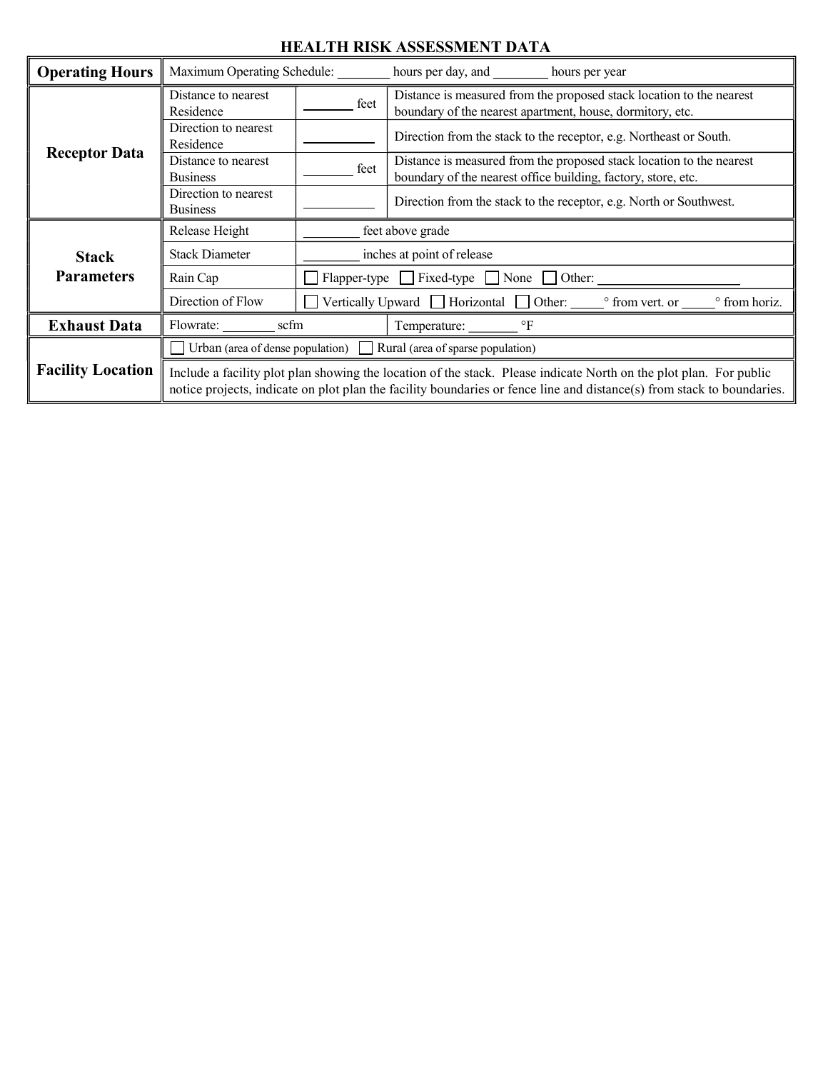# HEALTH RISK ASSESSMENT DATA

| | | | |
|---|---|---|---|
| **Operating Hours** | Maximum Operating Schedule: ________ hours per day, and ________ hours per year | | |
| **Receptor Data** | Distance to nearest Residence | _______ feet | Distance is measured from the proposed stack location to the nearest boundary of the nearest apartment, house, dormitory, etc. |
| | Direction to nearest Residence | __________ | Direction from the stack to the receptor, e.g. Northeast or South. |
| | Distance to nearest Business | _______ feet | Distance is measured from the proposed stack location to the nearest boundary of the nearest office building, factory, store, etc. |
| | Direction to nearest Business | __________ | Direction from the stack to the receptor, e.g. North or Southwest. |
| **Stack Parameters** | Release Height | ________ feet above grade | |
| | Stack Diameter | ________ inches at point of release | |
| | Rain Cap | ☐ Flapper-type ☐ Fixed-type ☐ None ☐ Other: ____________________ | |
| | Direction of Flow | ☐ Vertically Upward ☐ Horizontal ☐ Other: _____° from vert. or _____° from horiz. | |
| **Exhaust Data** | Flowrate: _______ scfm | | Temperature: _______ °F |
| **Facility Location** | ☐ Urban (area of dense population) ☐ Rural (area of sparse population) | | |
| | Include a facility plot plan showing the location of the stack. Please indicate North on the plot plan. For public notice projects, indicate on plot plan the facility boundaries or fence line and distance(s) from stack to boundaries. | | |